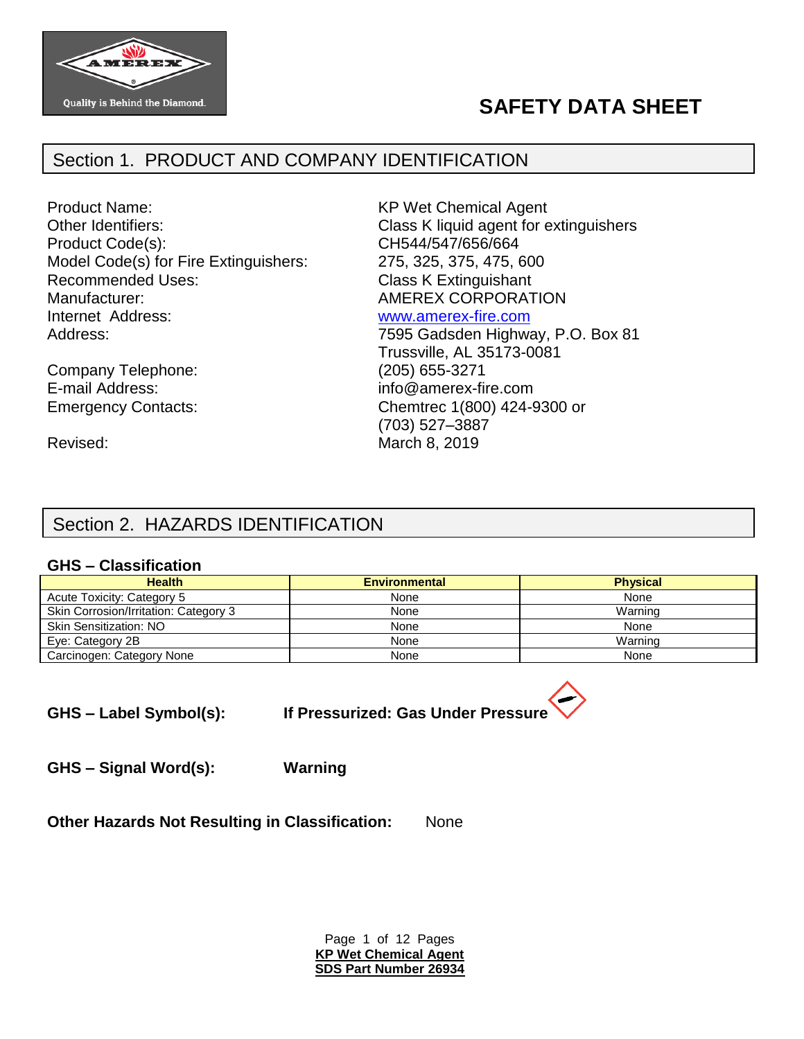# SAFETY DATA SHEET

## Section 1. PRODUCT AND COMPANY IDENTIFICATION

| | |
|---|---|
| Product Name: | KP Wet Chemical Agent |
| Other Identifiers: | Class K liquid agent for extinguishers |
| Product Code(s): | CH544/547/656/664 |
| Model Code(s) for Fire Extinguishers: | 275, 325, 375, 475, 600 |
| Recommended Uses: | Class K Extinguishant |
| Manufacturer: | AMEREX CORPORATION |
| Internet Address: | www.amerex-fire.com |
| Address: | 7595 Gadsden Highway, P.O. Box 81<br>Trussville, AL 35173-0081 |
| Company Telephone: | (205) 655-3271 |
| E-mail Address: | info@amerex-fire.com |
| Emergency Contacts: | Chemtrec 1(800) 424-9300 or<br>(703) 527–3887 |
| Revised: | March 8, 2019 |

## Section 2. HAZARDS IDENTIFICATION

### GHS – Classification

| Health | Environmental | Physical |
|---|---|---|
| Acute Toxicity: Category 5 | None | None |
| Skin Corrosion/Irritation: Category 3 | None | Warning |
| Skin Sensitization: NO | None | None |
| Eye: Category 2B | None | Warning |
| Carcinogen: Category None | None | None |

**GHS – Label Symbol(s):** **If Pressurized: Gas Under Pressure**

**GHS – Signal Word(s):** **Warning**

**Other Hazards Not Resulting in Classification:** None

**KP Wet Chemical Agent**
**SDS Part Number 26934**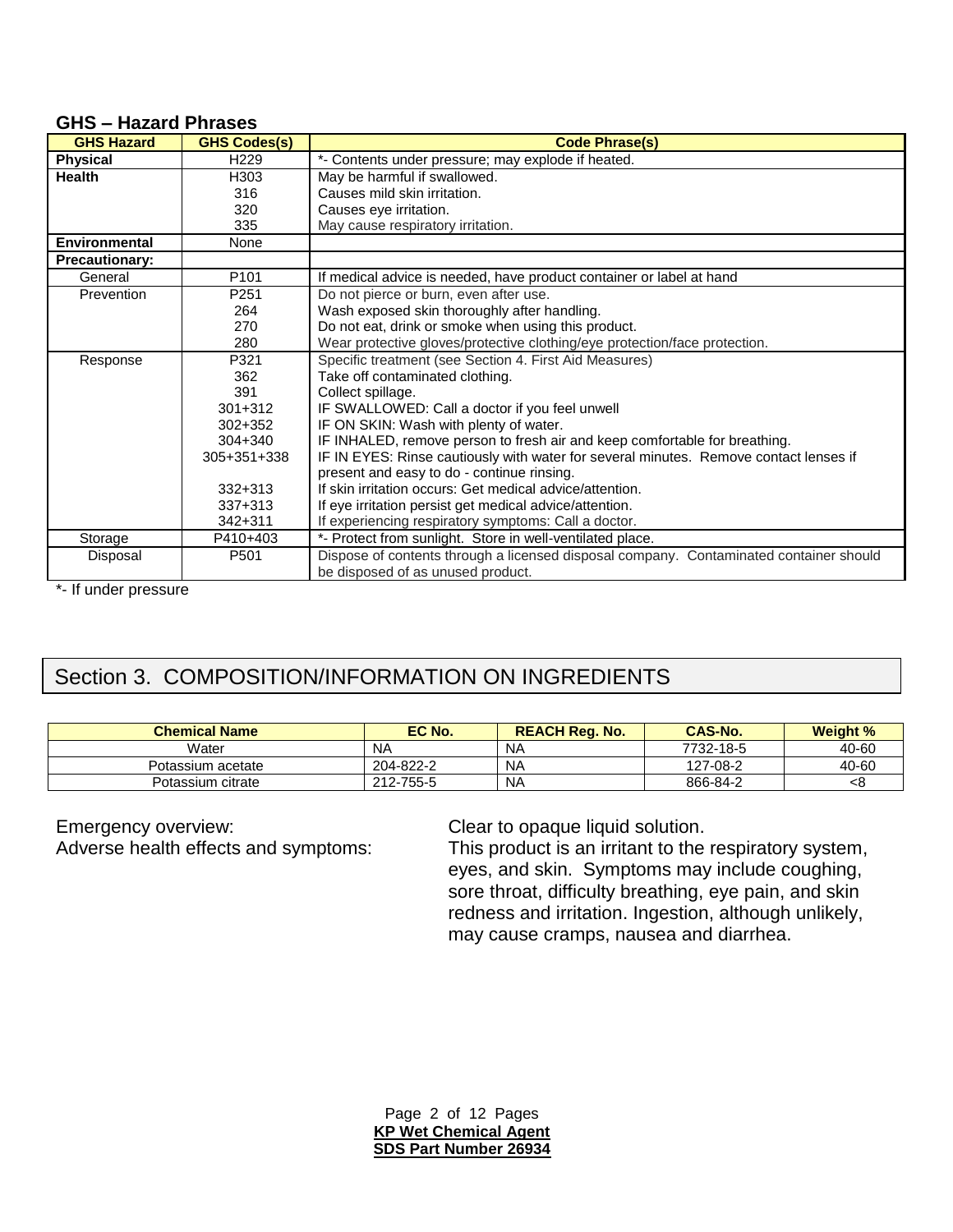### GHS – Hazard Phrases

| GHS Hazard | GHS Codes(s) | Code Phrase(s) |
|---|---|---|
| **Physical** | H229 | *- Contents under pressure; may explode if heated. |
| **Health** | H303 | May be harmful if swallowed. |
| | 316 | Causes mild skin irritation. |
| | 320 | Causes eye irritation. |
| | 335 | May cause respiratory irritation. |
| **Environmental** | None | |
| **Precautionary:** | | |
| General | P101 | If medical advice is needed, have product container or label at hand |
| Prevention | P251 | Do not pierce or burn, even after use. |
| | 264 | Wash exposed skin thoroughly after handling. |
| | 270 | Do not eat, drink or smoke when using this product. |
| | 280 | Wear protective gloves/protective clothing/eye protection/face protection. |
| Response | P321 | Specific treatment (see Section 4. First Aid Measures) |
| | 362 | Take off contaminated clothing. |
| | 391 | Collect spillage. |
| | 301+312 | IF SWALLOWED: Call a doctor if you feel unwell |
| | 302+352 | IF ON SKIN: Wash with plenty of water. |
| | 304+340 | IF INHALED, remove person to fresh air and keep comfortable for breathing. |
| | 305+351+338 | IF IN EYES: Rinse cautiously with water for several minutes. Remove contact lenses if present and easy to do - continue rinsing. |
| | 332+313 | If skin irritation occurs: Get medical advice/attention. |
| | 337+313 | If eye irritation persist get medical advice/attention. |
| | 342+311 | If experiencing respiratory symptoms: Call a doctor. |
| Storage | P410+403 | *- Protect from sunlight. Store in well-ventilated place. |
| Disposal | P501 | Dispose of contents through a licensed disposal company. Contaminated container should be disposed of as unused product. |

*- If under pressure

## Section 3. COMPOSITION/INFORMATION ON INGREDIENTS

| Chemical Name | EC No. | REACH Reg. No. | CAS-No. | Weight % |
|---|---|---|---|---|
| Water | NA | NA | 7732-18-5 | 40-60 |
| Potassium acetate | 204-822-2 | NA | 127-08-2 | 40-60 |
| Potassium citrate | 212-755-5 | NA | 866-84-2 | <8 |

Emergency overview: Clear to opaque liquid solution.

Adverse health effects and symptoms: This product is an irritant to the respiratory system, eyes, and skin. Symptoms may include coughing, sore throat, difficulty breathing, eye pain, and skin redness and irritation. Ingestion, although unlikely, may cause cramps, nausea and diarrhea.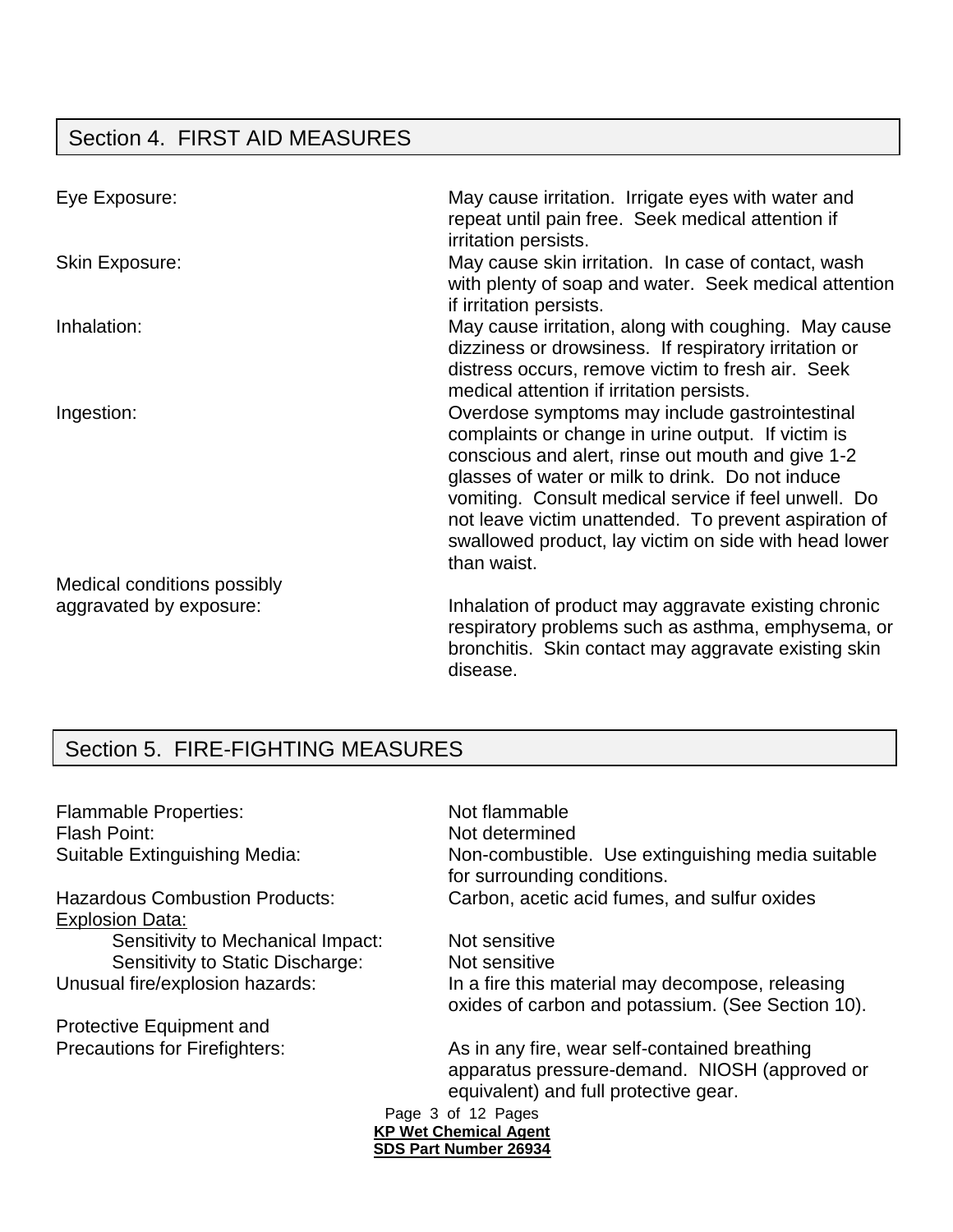## Section 4. FIRST AID MEASURES

| | |
|---|---|
| Eye Exposure: | May cause irritation. Irrigate eyes with water and repeat until pain free. Seek medical attention if irritation persists. |
| Skin Exposure: | May cause skin irritation. In case of contact, wash with plenty of soap and water. Seek medical attention if irritation persists. |
| Inhalation: | May cause irritation, along with coughing. May cause dizziness or drowsiness. If respiratory irritation or distress occurs, remove victim to fresh air. Seek medical attention if irritation persists. |
| Ingestion: | Overdose symptoms may include gastrointestinal complaints or change in urine output. If victim is conscious and alert, rinse out mouth and give 1-2 glasses of water or milk to drink. Do not induce vomiting. Consult medical service if feel unwell. Do not leave victim unattended. To prevent aspiration of swallowed product, lay victim on side with head lower than waist. |
| Medical conditions possibly aggravated by exposure: | Inhalation of product may aggravate existing chronic respiratory problems such as asthma, emphysema, or bronchitis. Skin contact may aggravate existing skin disease. |

## Section 5. FIRE-FIGHTING MEASURES

| | |
|---|---|
| Flammable Properties: | Not flammable |
| Flash Point: | Not determined |
| Suitable Extinguishing Media: | Non-combustible. Use extinguishing media suitable for surrounding conditions. |
| Hazardous Combustion Products: | Carbon, acetic acid fumes, and sulfur oxides |
| <u>Explosion Data:</u> | |
| Sensitivity to Mechanical Impact: | Not sensitive |
| Sensitivity to Static Discharge: | Not sensitive |
| Unusual fire/explosion hazards: | In a fire this material may decompose, releasing oxides of carbon and potassium. (See Section 10). |
| Protective Equipment and Precautions for Firefighters: | As in any fire, wear self-contained breathing apparatus pressure-demand. NIOSH (approved or equivalent) and full protective gear. |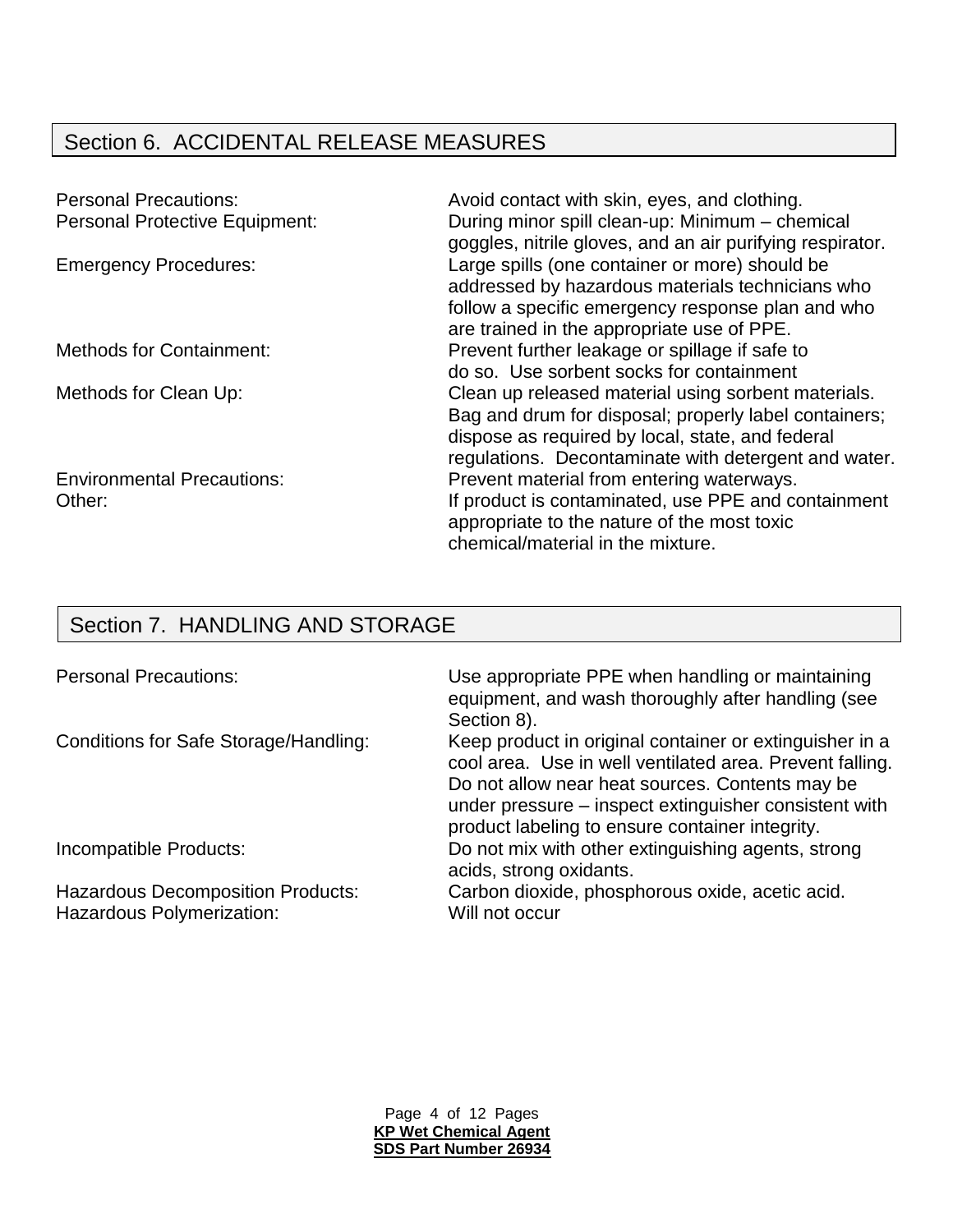## Section 6. ACCIDENTAL RELEASE MEASURES

| | |
|---|---|
| Personal Precautions: | Avoid contact with skin, eyes, and clothing. |
| Personal Protective Equipment: | During minor spill clean-up: Minimum – chemical goggles, nitrile gloves, and an air purifying respirator. |
| Emergency Procedures: | Large spills (one container or more) should be addressed by hazardous materials technicians who follow a specific emergency response plan and who are trained in the appropriate use of PPE. |
| Methods for Containment: | Prevent further leakage or spillage if safe to do so. Use sorbent socks for containment |
| Methods for Clean Up: | Clean up released material using sorbent materials. Bag and drum for disposal; properly label containers; dispose as required by local, state, and federal regulations. Decontaminate with detergent and water. |
| Environmental Precautions: | Prevent material from entering waterways. |
| Other: | If product is contaminated, use PPE and containment appropriate to the nature of the most toxic chemical/material in the mixture. |

## Section 7. HANDLING AND STORAGE

| | |
|---|---|
| Personal Precautions: | Use appropriate PPE when handling or maintaining equipment, and wash thoroughly after handling (see Section 8). |
| Conditions for Safe Storage/Handling: | Keep product in original container or extinguisher in a cool area. Use in well ventilated area. Prevent falling. Do not allow near heat sources. Contents may be under pressure – inspect extinguisher consistent with product labeling to ensure container integrity. |
| Incompatible Products: | Do not mix with other extinguishing agents, strong acids, strong oxidants. |
| Hazardous Decomposition Products: | Carbon dioxide, phosphorous oxide, acetic acid. |
| Hazardous Polymerization: | Will not occur |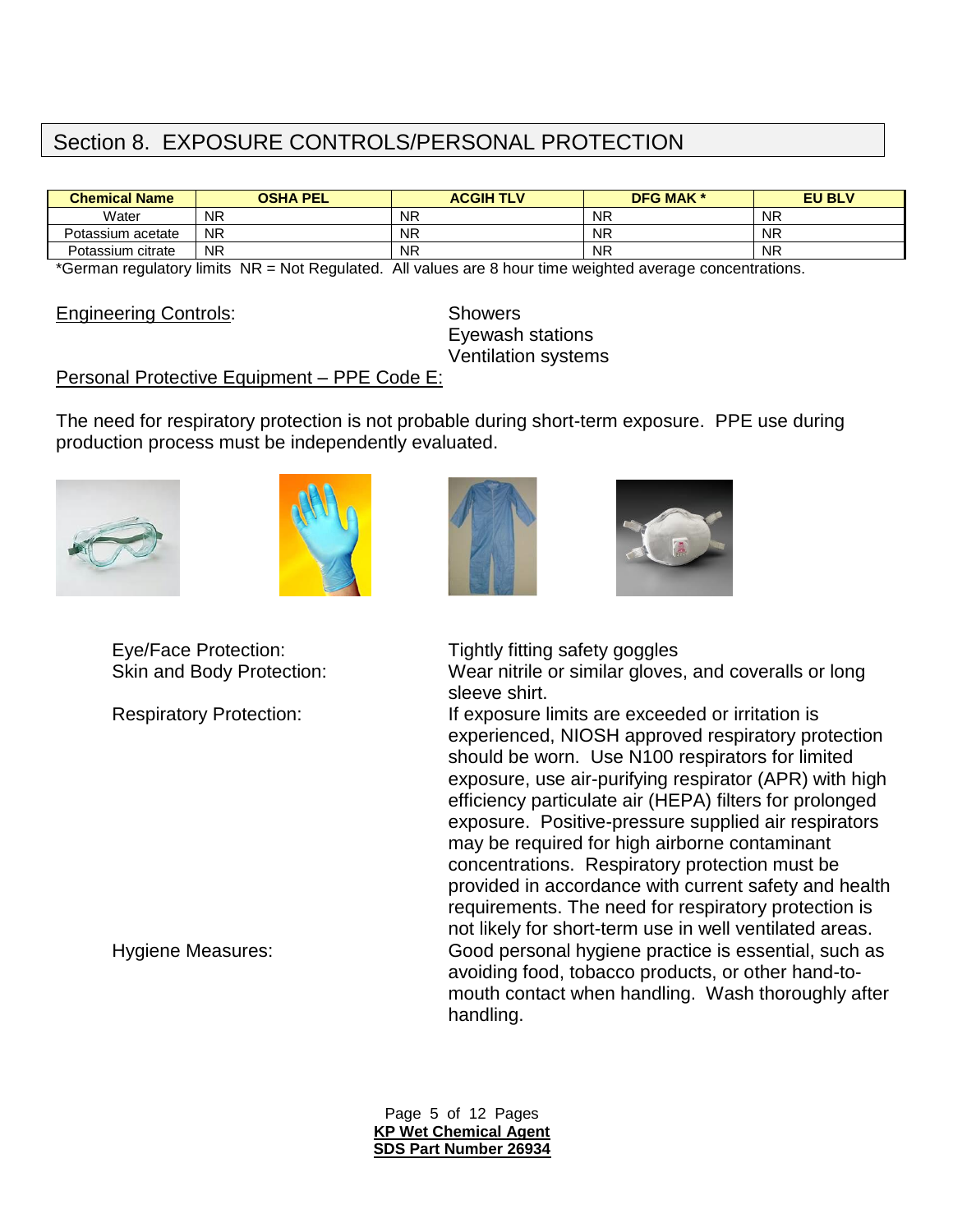## Section 8. EXPOSURE CONTROLS/PERSONAL PROTECTION

| Chemical Name | OSHA PEL | ACGIH TLV | DFG MAK * | EU BLV |
|---|---|---|---|---|
| Water | NR | NR | NR | NR |
| Potassium acetate | NR | NR | NR | NR |
| Potassium citrate | NR | NR | NR | NR |

*German regulatory limits NR = Not Regulated. All values are 8 hour time weighted average concentrations.

Engineering Controls: Showers
Eyewash stations
Ventilation systems

Personal Protective Equipment – PPE Code E:

The need for respiratory protection is not probable during short-term exposure. PPE use during production process must be independently evaluated.

Eye/Face Protection: Tightly fitting safety goggles

Skin and Body Protection: Wear nitrile or similar gloves, and coveralls or long sleeve shirt.

Respiratory Protection: If exposure limits are exceeded or irritation is experienced, NIOSH approved respiratory protection should be worn. Use N100 respirators for limited exposure, use air-purifying respirator (APR) with high efficiency particulate air (HEPA) filters for prolonged exposure. Positive-pressure supplied air respirators may be required for high airborne contaminant concentrations. Respiratory protection must be provided in accordance with current safety and health requirements. The need for respiratory protection is not likely for short-term use in well ventilated areas.

Hygiene Measures: Good personal hygiene practice is essential, such as avoiding food, tobacco products, or other hand-to-mouth contact when handling. Wash thoroughly after handling.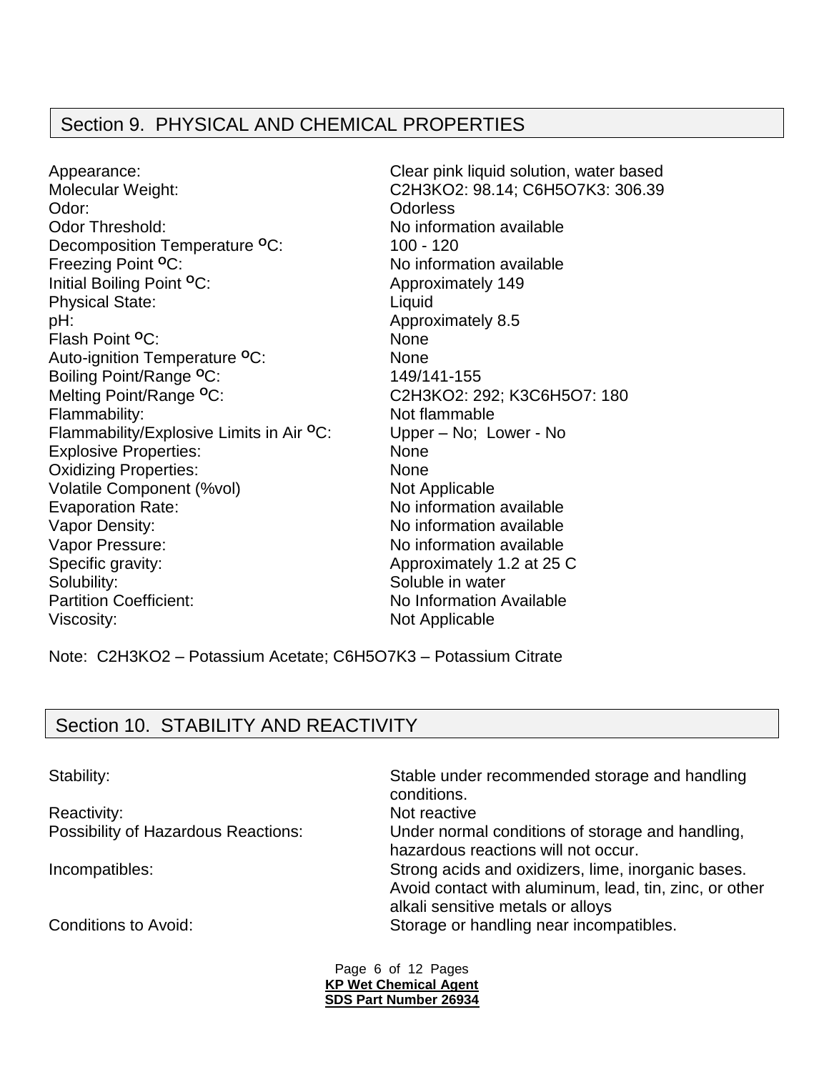## Section 9. PHYSICAL AND CHEMICAL PROPERTIES

| Property | Value |
| --- | --- |
| Appearance: | Clear pink liquid solution, water based |
| Molecular Weight: | $C_2H_3KO_2$: 98.14; $C_6H_5O_7K_3$: 306.39 |
| Odor: | Odorless |
| Odor Threshold: | No information available |
| Decomposition Temperature $^oC$: | 100 - 120 |
| Freezing Point $^oC$: | No information available |
| Initial Boiling Point $^oC$: | Approximately 149 |
| Physical State: | Liquid |
| pH: | Approximately 8.5 |
| Flash Point $^oC$: | None |
| Auto-ignition Temperature $^oC$: | None |
| Boiling Point/Range $^oC$: | 149/141-155 |
| Melting Point/Range $^oC$: | $C_2H_3KO_2$: 292; $K_3C_6H_5O_7$: 180 |
| Flammability: | Not flammable |
| Flammability/Explosive Limits in Air $^oC$: | Upper – No; Lower - No |
| Explosive Properties: | None |
| Oxidizing Properties: | None |
| Volatile Component (%vol) | Not Applicable |
| Evaporation Rate: | No information available |
| Vapor Density: | No information available |
| Vapor Pressure: | No information available |
| Specific gravity: | Approximately 1.2 at 25 C |
| Solubility: | Soluble in water |
| Partition Coefficient: | No Information Available |
| Viscosity: | Not Applicable |

Note: $C_2H_3KO_2$ – Potassium Acetate; $C_6H_5O_7K_3$ – Potassium Citrate

## Section 10. STABILITY AND REACTIVITY

| Property | Value |
| --- | --- |
| Stability: | Stable under recommended storage and handling conditions. |
| Reactivity: | Not reactive |
| Possibility of Hazardous Reactions: | Under normal conditions of storage and handling, hazardous reactions will not occur. |
| Incompatibles: | Strong acids and oxidizers, lime, inorganic bases. Avoid contact with aluminum, lead, tin, zinc, or other alkali sensitive metals or alloys |
| Conditions to Avoid: | Storage or handling near incompatibles. |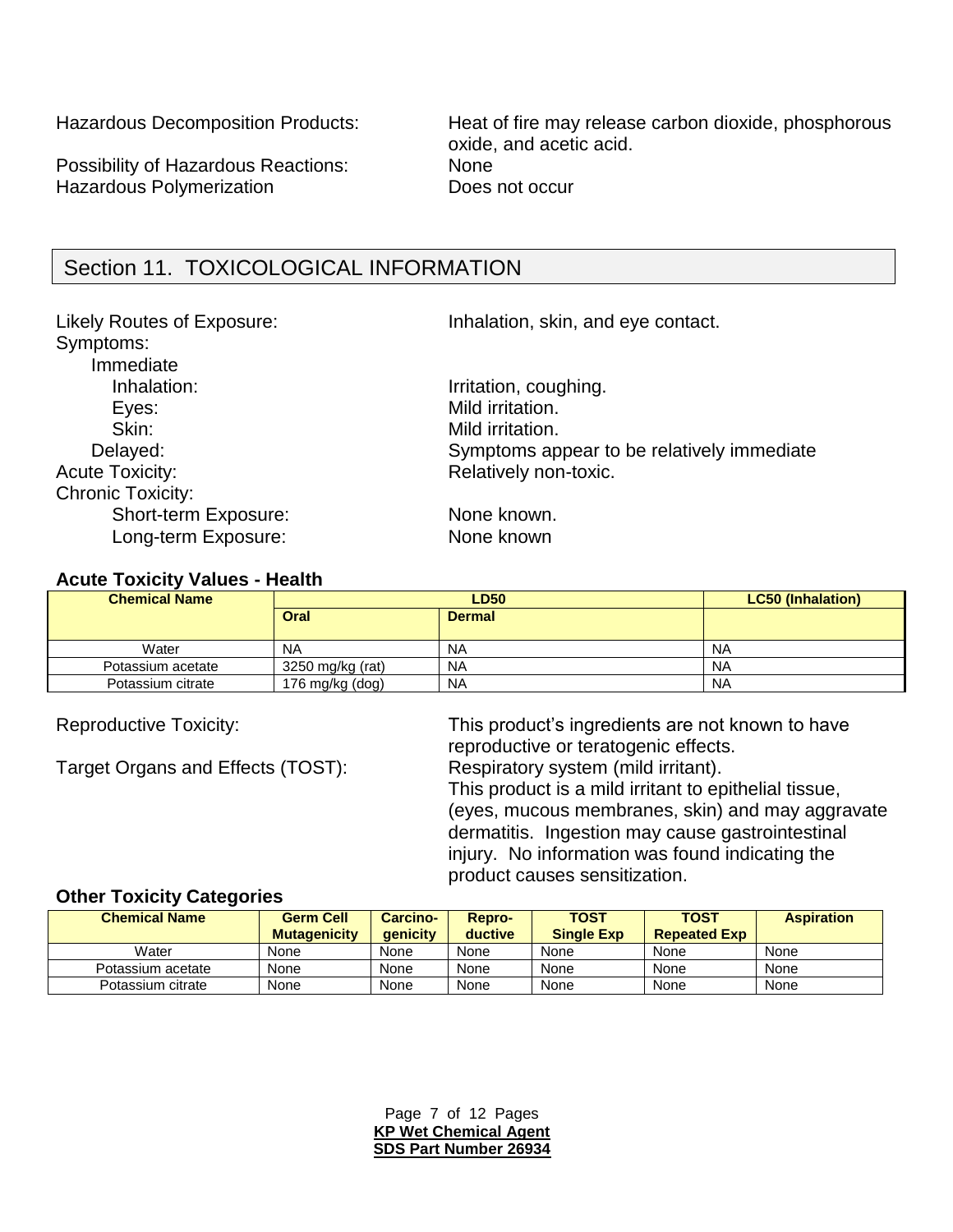Hazardous Decomposition Products: Heat of fire may release carbon dioxide, phosphorous oxide, and acetic acid.

Possibility of Hazardous Reactions: None

Hazardous Polymerization: Does not occur

## Section 11. TOXICOLOGICAL INFORMATION

Likely Routes of Exposure: Inhalation, skin, and eye contact.

Symptoms:

- Immediate
  - Inhalation: Irritation, coughing.
  - Eyes: Mild irritation.
  - Skin: Mild irritation.
- Delayed: Symptoms appear to be relatively immediate

Acute Toxicity: Relatively non-toxic.

Chronic Toxicity:

- Short-term Exposure: None known.
- Long-term Exposure: None known

### Acute Toxicity Values - Health

| Chemical Name | LD50 | | LC50 (Inhalation) |
|---|---|---|---|
| | Oral | Dermal | |
| Water | NA | NA | NA |
| Potassium acetate | 3250 mg/kg (rat) | NA | NA |
| Potassium citrate | 176 mg/kg (dog) | NA | NA |

Reproductive Toxicity: This product's ingredients are not known to have reproductive or teratogenic effects.

Target Organs and Effects (TOST): Respiratory system (mild irritant). This product is a mild irritant to epithelial tissue, (eyes, mucous membranes, skin) and may aggravate dermatitis. Ingestion may cause gastrointestinal injury. No information was found indicating the product causes sensitization.

### Other Toxicity Categories

| Chemical Name | Germ Cell Mutagenicity | Carcino-genicity | Repro-ductive | TOST Single Exp | TOST Repeated Exp | Aspiration |
|---|---|---|---|---|---|---|
| Water | None | None | None | None | None | None |
| Potassium acetate | None | None | None | None | None | None |
| Potassium citrate | None | None | None | None | None | None |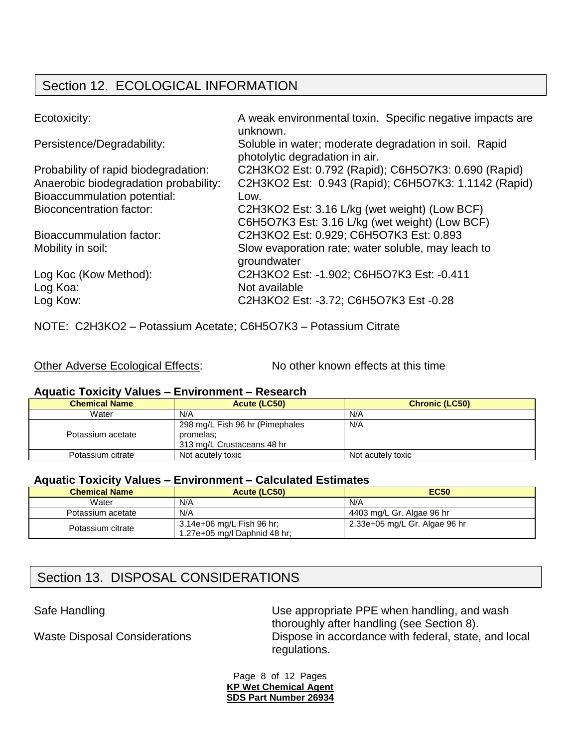## Section 12. ECOLOGICAL INFORMATION

Ecotoxicity: A weak environmental toxin. Specific negative impacts are unknown.

Persistence/Degradability: Soluble in water; moderate degradation in soil. Rapid photolytic degradation in air.

Probability of rapid biodegradation: $C_2H_3KO_2$ Est: 0.792 (Rapid); $C_6H_5O_7K_3$: 0.690 (Rapid)

Anaerobic biodegradation probability: $C_2H_3KO_2$ Est: 0.943 (Rapid); $C_6H_5O_7K_3$: 1.1142 (Rapid)

Bioaccummulation potential: Low.

Bioconcentration factor: $C_2H_3KO_2$ Est: 3.16 L/kg (wet weight) (Low BCF)
$C_6H_5O_7K_3$ Est: 3.16 L/kg (wet weight) (Low BCF)

Bioaccummulation factor: $C_2H_3KO_2$ Est: 0.929; $C_6H_5O_7K_3$ Est: 0.893

Mobility in soil: Slow evaporation rate; water soluble, may leach to groundwater

Log Koc (Kow Method): $C_2H_3KO_2$ Est: -1.902; $C_6H_5O_7K_3$ Est: -0.411

Log Koa: Not available

Log Kow: $C_2H_3KO_2$ Est: -3.72; $C_6H_5O_7K_3$ Est -0.28

NOTE: $C_2H_3KO_2$ – Potassium Acetate; $C_6H_5O_7K_3$ – Potassium Citrate

Other Adverse Ecological Effects: No other known effects at this time

### Aquatic Toxicity Values – Environment – Research

| Chemical Name | Acute (LC50) | Chronic (LC50) |
|---|---|---|
| Water | N/A | N/A |
| Potassium acetate | 298 mg/L Fish 96 hr (Pimephales promelas; 313 mg/L Crustaceans 48 hr | N/A |
| Potassium citrate | Not acutely toxic | Not acutely toxic |

### Aquatic Toxicity Values – Environment – Calculated Estimates

| Chemical Name | Acute (LC50) | EC50 |
|---|---|---|
| Water | N/A | N/A |
| Potassium acetate | N/A | 4403 mg/L Gr. Algae 96 hr |
| Potassium citrate | 3.14e+06 mg/L Fish 96 hr; 1.27e+05 mg/l Daphnid 48 hr; | 2.33e+05 mg/L Gr. Algae 96 hr |

## Section 13. DISPOSAL CONSIDERATIONS

Safe Handling: Use appropriate PPE when handling, and wash thoroughly after handling (see Section 8).

Waste Disposal Considerations: Dispose in accordance with federal, state, and local regulations.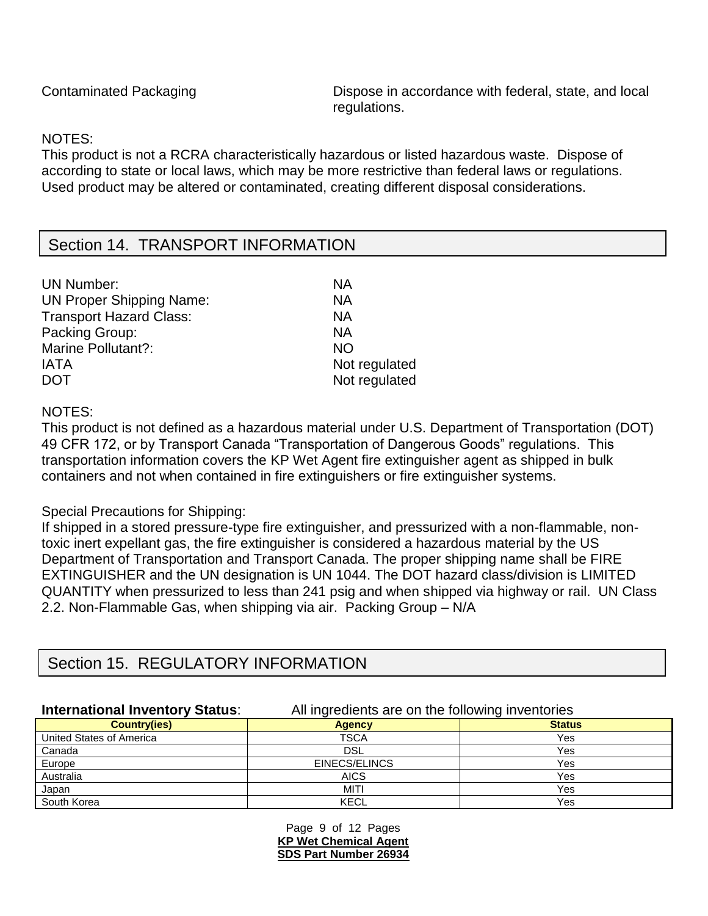Contaminated Packaging — Dispose in accordance with federal, state, and local regulations.

NOTES:
This product is not a RCRA characteristically hazardous or listed hazardous waste. Dispose of according to state or local laws, which may be more restrictive than federal laws or regulations. Used product may be altered or contaminated, creating different disposal considerations.

## Section 14. TRANSPORT INFORMATION

| | |
|---|---|
| UN Number: | NA |
| UN Proper Shipping Name: | NA |
| Transport Hazard Class: | NA |
| Packing Group: | NA |
| Marine Pollutant?: | NO |
| IATA | Not regulated |
| DOT | Not regulated |

NOTES:
This product is not defined as a hazardous material under U.S. Department of Transportation (DOT) 49 CFR 172, or by Transport Canada "Transportation of Dangerous Goods" regulations. This transportation information covers the KP Wet Agent fire extinguisher agent as shipped in bulk containers and not when contained in fire extinguishers or fire extinguisher systems.

Special Precautions for Shipping:
If shipped in a stored pressure-type fire extinguisher, and pressurized with a non-flammable, non-toxic inert expellant gas, the fire extinguisher is considered a hazardous material by the US Department of Transportation and Transport Canada. The proper shipping name shall be FIRE EXTINGUISHER and the UN designation is UN 1044. The DOT hazard class/division is LIMITED QUANTITY when pressurized to less than 241 psig and when shipped via highway or rail. UN Class 2.2. Non-Flammable Gas, when shipping via air. Packing Group – N/A

## Section 15. REGULATORY INFORMATION

**International Inventory Status**: All ingredients are on the following inventories

| Country(ies) | Agency | Status |
|---|---|---|
| United States of America | TSCA | Yes |
| Canada | DSL | Yes |
| Europe | EINECS/ELINCS | Yes |
| Australia | AICS | Yes |
| Japan | MITI | Yes |
| South Korea | KECL | Yes |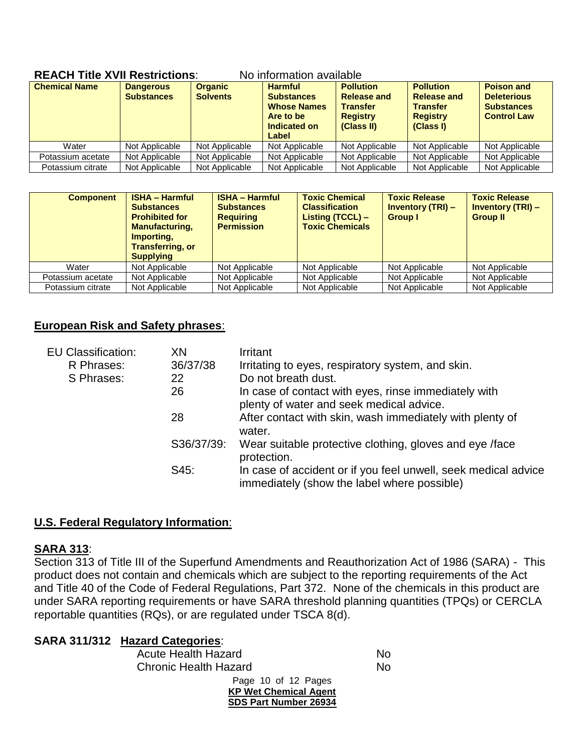**REACH Title XVII Restrictions**: No information available

| Chemical Name | Dangerous Substances | Organic Solvents | Harmful Substances Whose Names Are to be Indicated on Label | Pollution Release and Transfer Registry (Class II) | Pollution Release and Transfer Registry (Class I) | Poison and Deleterious Substances Control Law |
|---|---|---|---|---|---|---|
| Water | Not Applicable | Not Applicable | Not Applicable | Not Applicable | Not Applicable | Not Applicable |
| Potassium acetate | Not Applicable | Not Applicable | Not Applicable | Not Applicable | Not Applicable | Not Applicable |
| Potassium citrate | Not Applicable | Not Applicable | Not Applicable | Not Applicable | Not Applicable | Not Applicable |

| Component | ISHA – Harmful Substances Prohibited for Manufacturing, Importing, Transferring, or Supplying | ISHA – Harmful Substances Requiring Permission | Toxic Chemical Classification Listing (TCCL) – Toxic Chemicals | Toxic Release Inventory (TRI) – Group I | Toxic Release Inventory (TRI) – Group II |
|---|---|---|---|---|---|
| Water | Not Applicable | Not Applicable | Not Applicable | Not Applicable | Not Applicable |
| Potassium acetate | Not Applicable | Not Applicable | Not Applicable | Not Applicable | Not Applicable |
| Potassium citrate | Not Applicable | Not Applicable | Not Applicable | Not Applicable | Not Applicable |

## European Risk and Safety phrases:

| | | |
|---|---|---|
| EU Classification: | XN | Irritant |
| R Phrases: | 36/37/38 | Irritating to eyes, respiratory system, and skin. |
| S Phrases: | 22 | Do not breath dust. |
| | 26 | In case of contact with eyes, rinse immediately with plenty of water and seek medical advice. |
| | 28 | After contact with skin, wash immediately with plenty of water. |
| | S36/37/39: | Wear suitable protective clothing, gloves and eye /face protection. |
| | S45: | In case of accident or if you feel unwell, seek medical advice immediately (show the label where possible) |

## U.S. Federal Regulatory Information:

### SARA 313:

Section 313 of Title III of the Superfund Amendments and Reauthorization Act of 1986 (SARA) - This product does not contain and chemicals which are subject to the reporting requirements of the Act and Title 40 of the Code of Federal Regulations, Part 372. None of the chemicals in this product are under SARA reporting requirements or have SARA threshold planning quantities (TPQs) or CERCLA reportable quantities (RQs), or are regulated under TSCA 8(d).

### SARA 311/312 Hazard Categories:

| | |
|---|---|
| Acute Health Hazard | No |
| Chronic Health Hazard | No |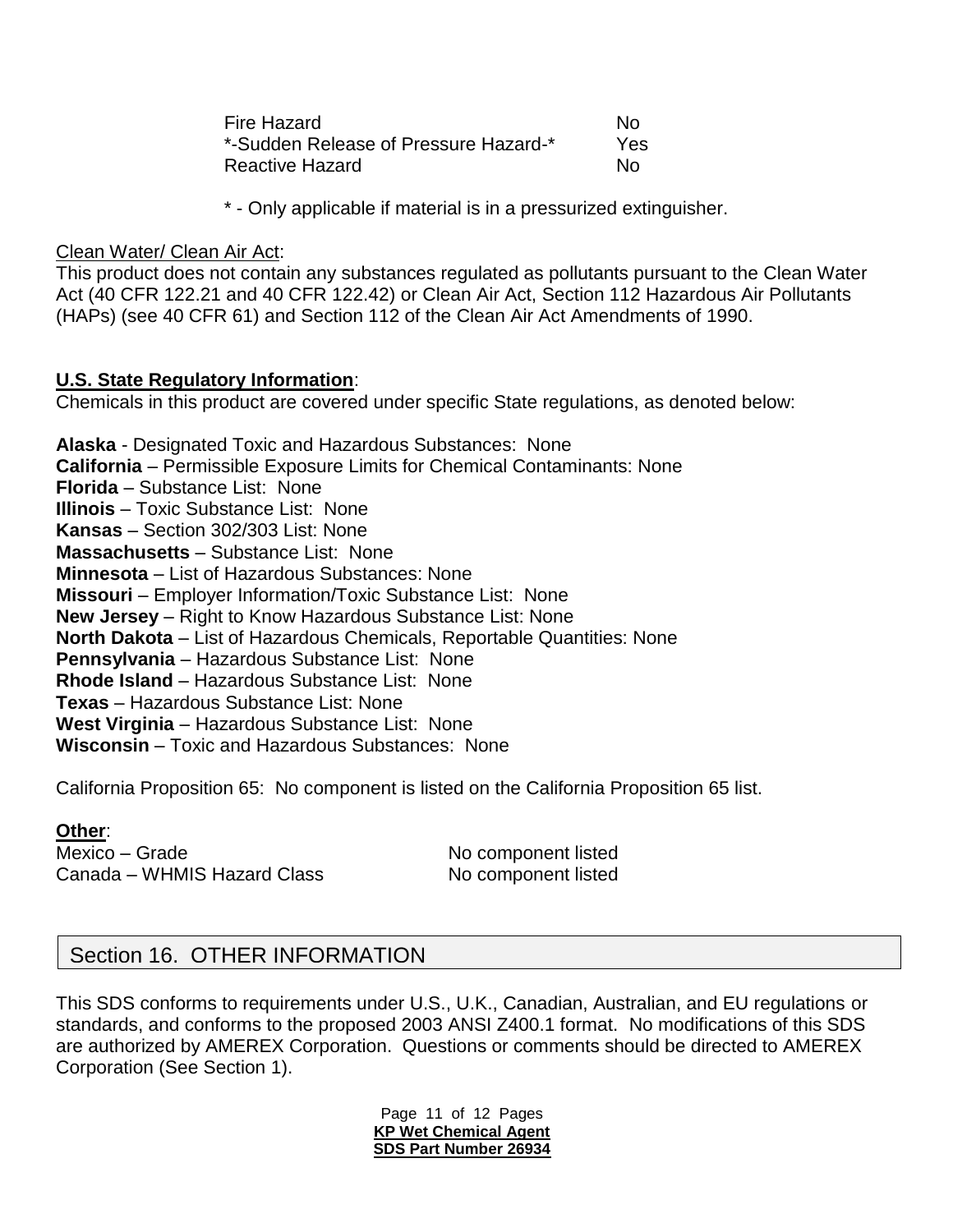| | |
|---|---|
| Fire Hazard | No |
| *-Sudden Release of Pressure Hazard-* | Yes |
| Reactive Hazard | No |

* - Only applicable if material is in a pressurized extinguisher.

Clean Water/ Clean Air Act:
This product does not contain any substances regulated as pollutants pursuant to the Clean Water Act (40 CFR 122.21 and 40 CFR 122.42) or Clean Air Act, Section 112 Hazardous Air Pollutants (HAPs) (see 40 CFR 61) and Section 112 of the Clean Air Act Amendments of 1990.

**U.S. State Regulatory Information**:
Chemicals in this product are covered under specific State regulations, as denoted below:

**Alaska** - Designated Toxic and Hazardous Substances: None
**California** – Permissible Exposure Limits for Chemical Contaminants: None
**Florida** – Substance List: None
**Illinois** – Toxic Substance List: None
**Kansas** – Section 302/303 List: None
**Massachusetts** – Substance List: None
**Minnesota** – List of Hazardous Substances: None
**Missouri** – Employer Information/Toxic Substance List: None
**New Jersey** – Right to Know Hazardous Substance List: None
**North Dakota** – List of Hazardous Chemicals, Reportable Quantities: None
**Pennsylvania** – Hazardous Substance List: None
**Rhode Island** – Hazardous Substance List: None
**Texas** – Hazardous Substance List: None
**West Virginia** – Hazardous Substance List: None
**Wisconsin** – Toxic and Hazardous Substances: None

California Proposition 65: No component is listed on the California Proposition 65 list.

**Other**:

| | |
|---|---|
| Mexico – Grade | No component listed |
| Canada – WHMIS Hazard Class | No component listed |

## Section 16. OTHER INFORMATION

This SDS conforms to requirements under U.S., U.K., Canadian, Australian, and EU regulations or standards, and conforms to the proposed 2003 ANSI Z400.1 format. No modifications of this SDS are authorized by AMEREX Corporation. Questions or comments should be directed to AMEREX Corporation (See Section 1).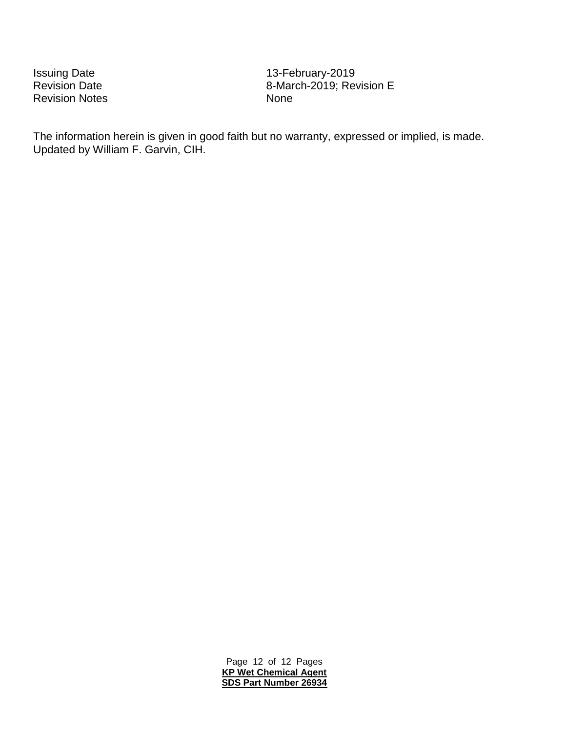| | |
|---|---|
| Issuing Date | 13-February-2019 |
| Revision Date | 8-March-2019; Revision E |
| Revision Notes | None |

The information herein is given in good faith but no warranty, expressed or implied, is made.
Updated by William F. Garvin, CIH.